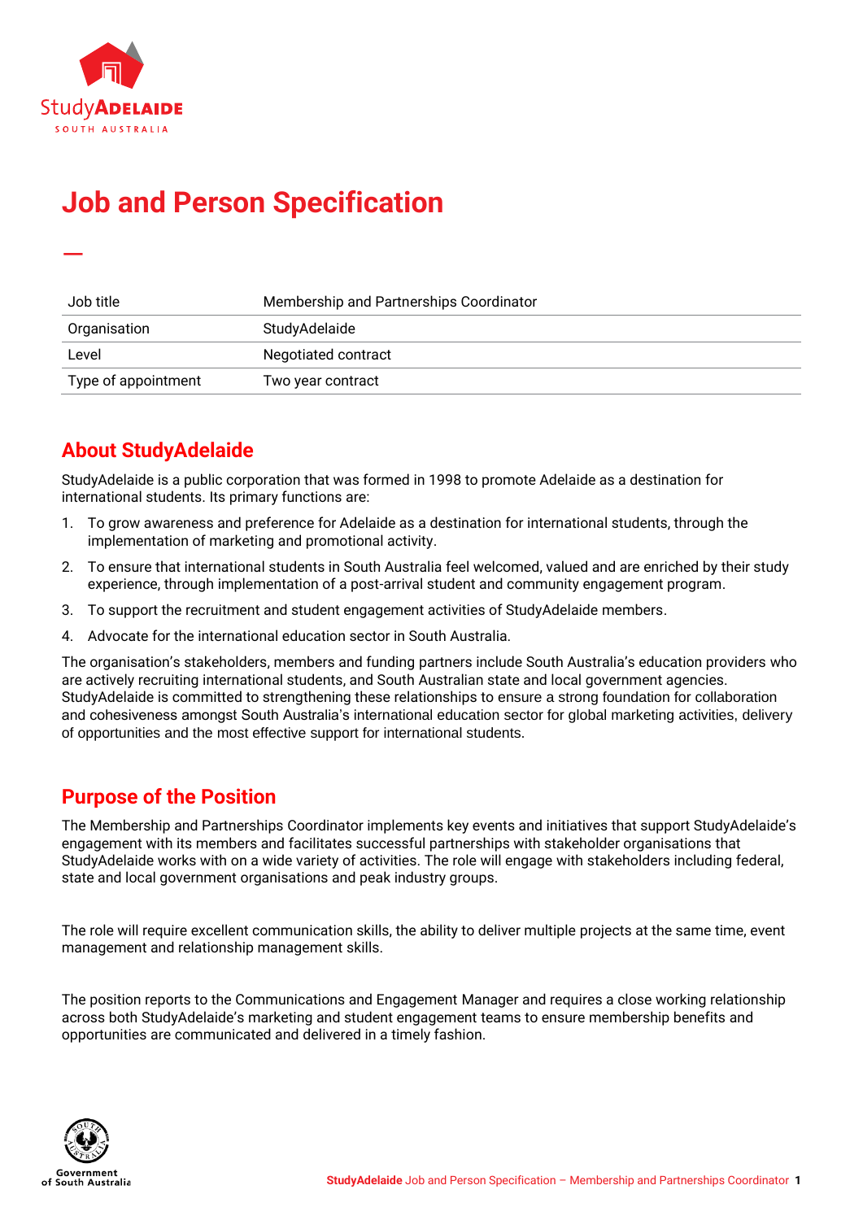# Job and Person Specification

| Job title | Membership and Partnerships Coordinator |
|---|---|
| Organisation | StudyAdelaide |
| Level | Negotiated contract |
| Type of appointment | Two year contract |

## About StudyAdelaide

StudyAdelaide is a public corporation that was formed in 1998 to promote Adelaide as a destination for international students. Its primary functions are:

1. To grow awareness and preference for Adelaide as a destination for international students, through the implementation of marketing and promotional activity.
2. To ensure that international students in South Australia feel welcomed, valued and are enriched by their study experience, through implementation of a post-arrival student and community engagement program.
3. To support the recruitment and student engagement activities of StudyAdelaide members.
4. Advocate for the international education sector in South Australia.

The organisation's stakeholders, members and funding partners include South Australia's education providers who are actively recruiting international students, and South Australian state and local government agencies. StudyAdelaide is committed to strengthening these relationships to ensure a strong foundation for collaboration and cohesiveness amongst South Australia's international education sector for global marketing activities, delivery of opportunities and the most effective support for international students.

## Purpose of the Position

The Membership and Partnerships Coordinator implements key events and initiatives that support StudyAdelaide's engagement with its members and facilitates successful partnerships with stakeholder organisations that StudyAdelaide works with on a wide variety of activities. The role will engage with stakeholders including federal, state and local government organisations and peak industry groups.

The role will require excellent communication skills, the ability to deliver multiple projects at the same time, event management and relationship management skills.

The position reports to the Communications and Engagement Manager and requires a close working relationship across both StudyAdelaide's marketing and student engagement teams to ensure membership benefits and opportunities are communicated and delivered in a timely fashion.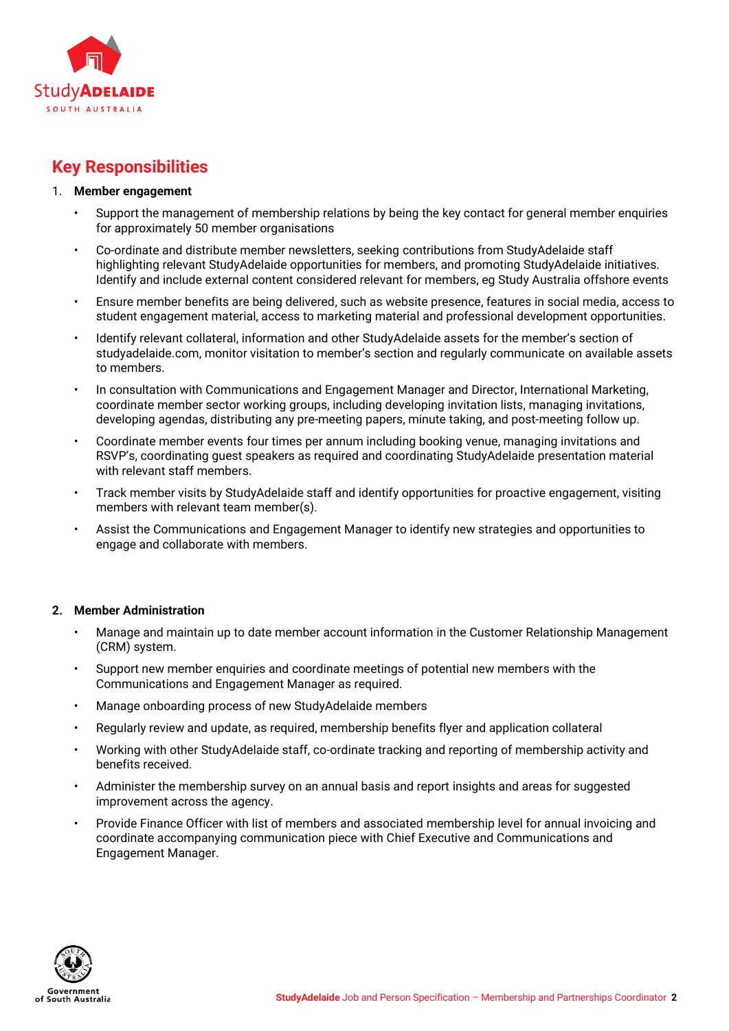## Key Responsibilities

1. **Member engagement**

    - Support the management of membership relations by being the key contact for general member enquiries for approximately 50 member organisations
    - Co-ordinate and distribute member newsletters, seeking contributions from StudyAdelaide staff highlighting relevant StudyAdelaide opportunities for members, and promoting StudyAdelaide initiatives. Identify and include external content considered relevant for members, eg Study Australia offshore events
    - Ensure member benefits are being delivered, such as website presence, features in social media, access to student engagement material, access to marketing material and professional development opportunities.
    - Identify relevant collateral, information and other StudyAdelaide assets for the member's section of studyadelaide.com, monitor visitation to member's section and regularly communicate on available assets to members.
    - In consultation with Communications and Engagement Manager and Director, International Marketing, coordinate member sector working groups, including developing invitation lists, managing invitations, developing agendas, distributing any pre-meeting papers, minute taking, and post-meeting follow up.
    - Coordinate member events four times per annum including booking venue, managing invitations and RSVP's, coordinating guest speakers as required and coordinating StudyAdelaide presentation material with relevant staff members.
    - Track member visits by StudyAdelaide staff and identify opportunities for proactive engagement, visiting members with relevant team member(s).
    - Assist the Communications and Engagement Manager to identify new strategies and opportunities to engage and collaborate with members.

2. **Member Administration**

    - Manage and maintain up to date member account information in the Customer Relationship Management (CRM) system.
    - Support new member enquiries and coordinate meetings of potential new members with the Communications and Engagement Manager as required.
    - Manage onboarding process of new StudyAdelaide members
    - Regularly review and update, as required, membership benefits flyer and application collateral
    - Working with other StudyAdelaide staff, co-ordinate tracking and reporting of membership activity and benefits received.
    - Administer the membership survey on an annual basis and report insights and areas for suggested improvement across the agency.
    - Provide Finance Officer with list of members and associated membership level for annual invoicing and coordinate accompanying communication piece with Chief Executive and Communications and Engagement Manager.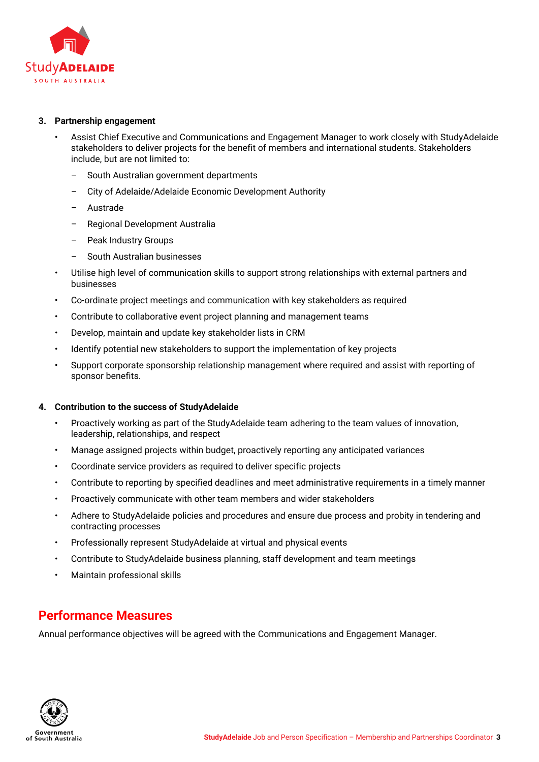**3. Partnership engagement**

- Assist Chief Executive and Communications and Engagement Manager to work closely with StudyAdelaide stakeholders to deliver projects for the benefit of members and international students. Stakeholders include, but are not limited to:
  - South Australian government departments
  - City of Adelaide/Adelaide Economic Development Authority
  - Austrade
  - Regional Development Australia
  - Peak Industry Groups
  - South Australian businesses
- Utilise high level of communication skills to support strong relationships with external partners and businesses
- Co-ordinate project meetings and communication with key stakeholders as required
- Contribute to collaborative event project planning and management teams
- Develop, maintain and update key stakeholder lists in CRM
- Identify potential new stakeholders to support the implementation of key projects
- Support corporate sponsorship relationship management where required and assist with reporting of sponsor benefits.

**4. Contribution to the success of StudyAdelaide**

- Proactively working as part of the StudyAdelaide team adhering to the team values of innovation, leadership, relationships, and respect
- Manage assigned projects within budget, proactively reporting any anticipated variances
- Coordinate service providers as required to deliver specific projects
- Contribute to reporting by specified deadlines and meet administrative requirements in a timely manner
- Proactively communicate with other team members and wider stakeholders
- Adhere to StudyAdelaide policies and procedures and ensure due process and probity in tendering and contracting processes
- Professionally represent StudyAdelaide at virtual and physical events
- Contribute to StudyAdelaide business planning, staff development and team meetings
- Maintain professional skills

## Performance Measures

Annual performance objectives will be agreed with the Communications and Engagement Manager.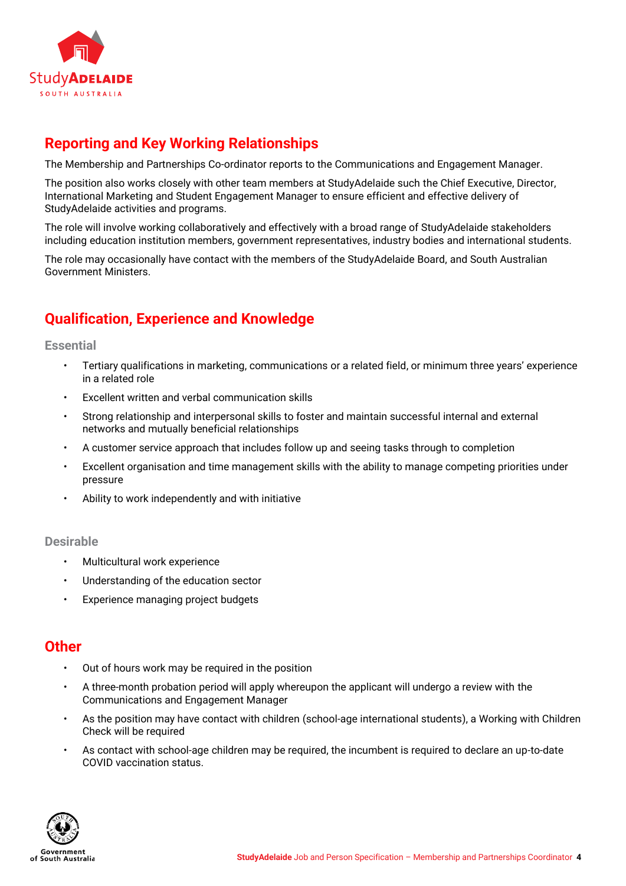## Reporting and Key Working Relationships

The Membership and Partnerships Co-ordinator reports to the Communications and Engagement Manager.

The position also works closely with other team members at StudyAdelaide such the Chief Executive, Director, International Marketing and Student Engagement Manager to ensure efficient and effective delivery of StudyAdelaide activities and programs.

The role will involve working collaboratively and effectively with a broad range of StudyAdelaide stakeholders including education institution members, government representatives, industry bodies and international students.

The role may occasionally have contact with the members of the StudyAdelaide Board, and South Australian Government Ministers.

## Qualification, Experience and Knowledge

### Essential

- Tertiary qualifications in marketing, communications or a related field, or minimum three years' experience in a related role
- Excellent written and verbal communication skills
- Strong relationship and interpersonal skills to foster and maintain successful internal and external networks and mutually beneficial relationships
- A customer service approach that includes follow up and seeing tasks through to completion
- Excellent organisation and time management skills with the ability to manage competing priorities under pressure
- Ability to work independently and with initiative

### Desirable

- Multicultural work experience
- Understanding of the education sector
- Experience managing project budgets

## Other

- Out of hours work may be required in the position
- A three-month probation period will apply whereupon the applicant will undergo a review with the Communications and Engagement Manager
- As the position may have contact with children (school-age international students), a Working with Children Check will be required
- As contact with school-age children may be required, the incumbent is required to declare an up-to-date COVID vaccination status.